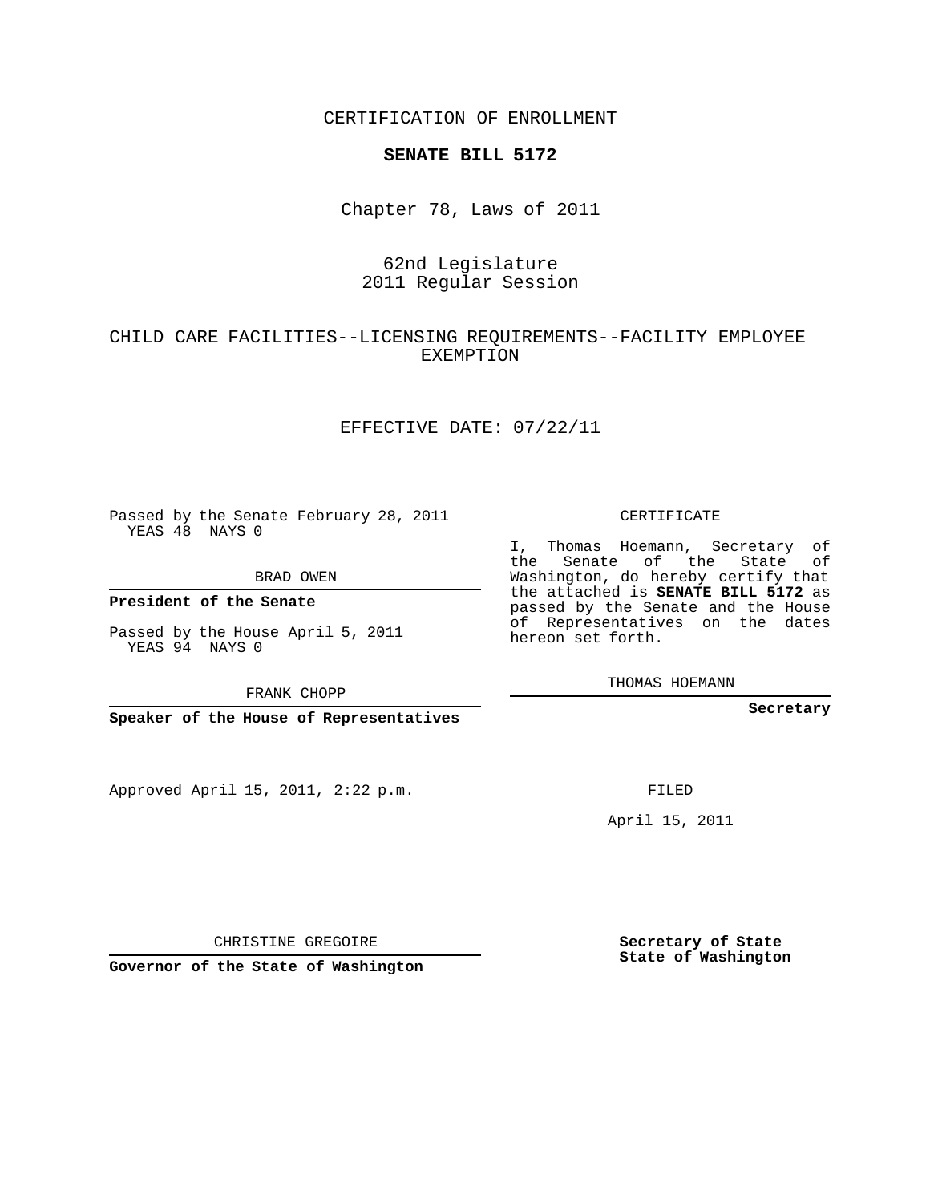CERTIFICATION OF ENROLLMENT

**SENATE BILL 5172**

Chapter 78, Laws of 2011

62nd Legislature
2011 Regular Session

CHILD CARE FACILITIES--LICENSING REQUIREMENTS--FACILITY EMPLOYEE EXEMPTION

EFFECTIVE DATE: 07/22/11

Passed by the Senate February 28, 2011
YEAS 48 NAYS 0

BRAD OWEN

**President of the Senate**

Passed by the House April 5, 2011
YEAS 94 NAYS 0

FRANK CHOPP

**Speaker of the House of Representatives**

Approved April 15, 2011, 2:22 p.m.

CHRISTINE GREGOIRE

**Governor of the State of Washington**

CERTIFICATE

I, Thomas Hoemann, Secretary of the Senate of the State of Washington, do hereby certify that the attached is **SENATE BILL 5172** as passed by the Senate and the House of Representatives on the dates hereon set forth.

THOMAS HOEMANN

**Secretary**

FILED

April 15, 2011

**Secretary of State**
**State of Washington**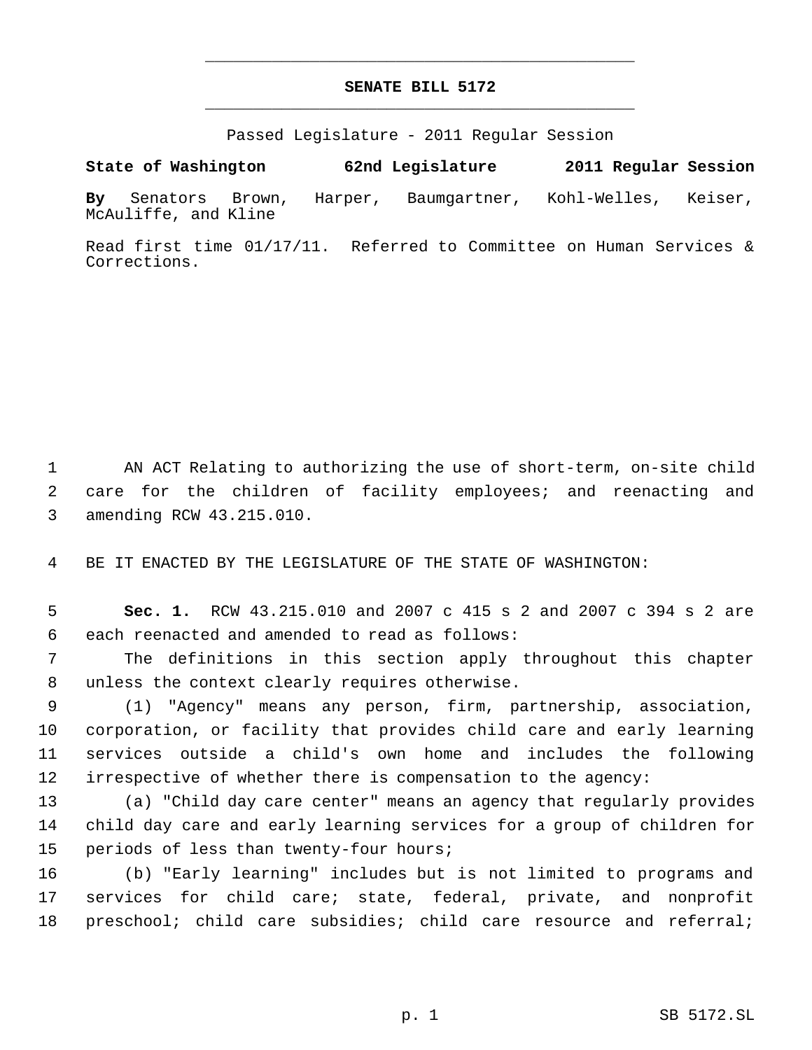# SENATE BILL 5172

Passed Legislature - 2011 Regular Session

**State of Washington 62nd Legislature 2011 Regular Session**

**By** Senators Brown, Harper, Baumgartner, Kohl-Welles, Keiser, McAuliffe, and Kline

Read first time 01/17/11. Referred to Committee on Human Services & Corrections.

AN ACT Relating to authorizing the use of short-term, on-site child care for the children of facility employees; and reenacting and amending RCW 43.215.010.

BE IT ENACTED BY THE LEGISLATURE OF THE STATE OF WASHINGTON:

**Sec. 1.** RCW 43.215.010 and 2007 c 415 s 2 and 2007 c 394 s 2 are each reenacted and amended to read as follows:

The definitions in this section apply throughout this chapter unless the context clearly requires otherwise.

(1) "Agency" means any person, firm, partnership, association, corporation, or facility that provides child care and early learning services outside a child's own home and includes the following irrespective of whether there is compensation to the agency:

(a) "Child day care center" means an agency that regularly provides child day care and early learning services for a group of children for periods of less than twenty-four hours;

(b) "Early learning" includes but is not limited to programs and services for child care; state, federal, private, and nonprofit preschool; child care subsidies; child care resource and referral;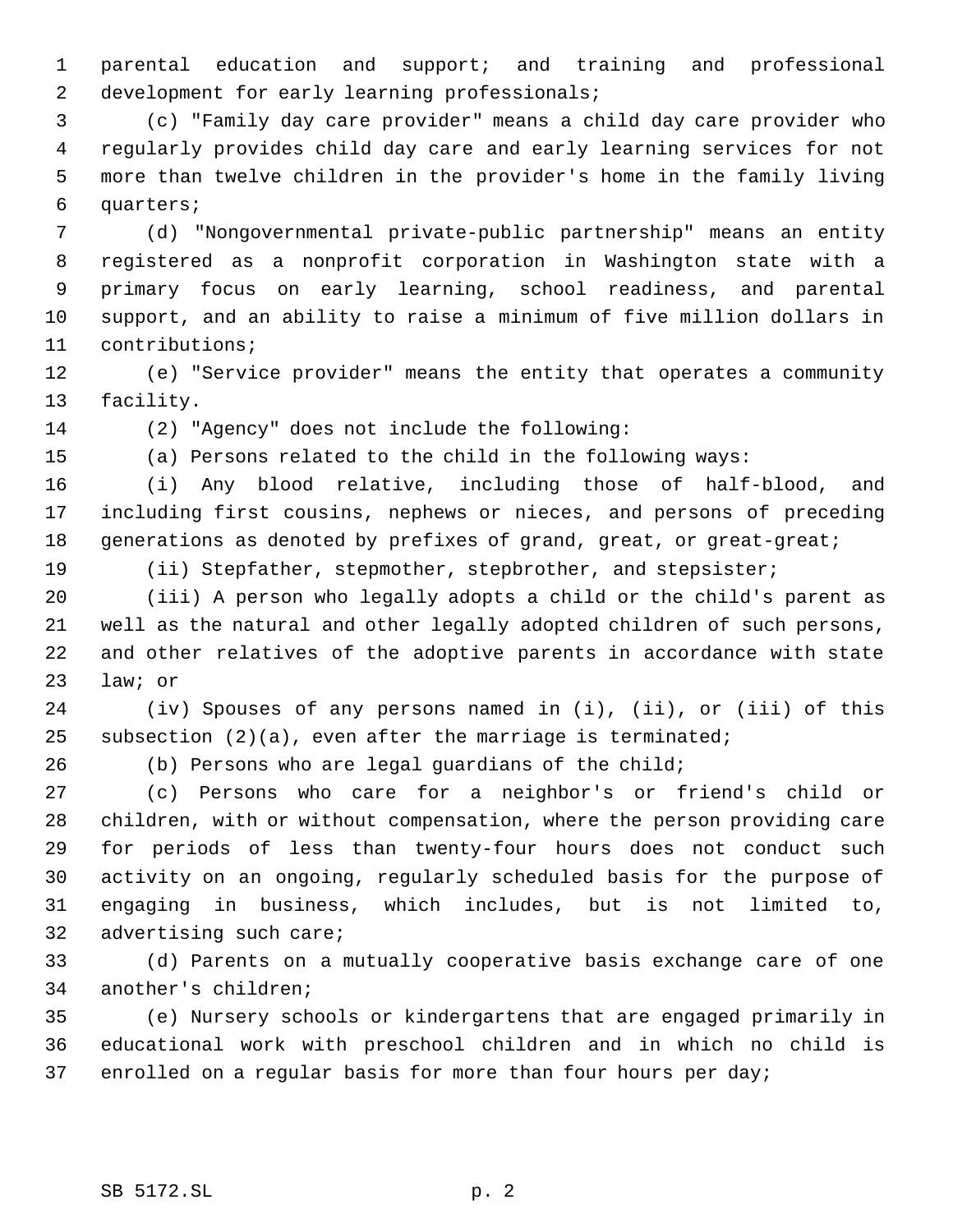parental education and support; and training and professional development for early learning professionals;

(c) "Family day care provider" means a child day care provider who regularly provides child day care and early learning services for not more than twelve children in the provider's home in the family living quarters;

(d) "Nongovernmental private-public partnership" means an entity registered as a nonprofit corporation in Washington state with a primary focus on early learning, school readiness, and parental support, and an ability to raise a minimum of five million dollars in contributions;

(e) "Service provider" means the entity that operates a community facility.

(2) "Agency" does not include the following:

(a) Persons related to the child in the following ways:

(i) Any blood relative, including those of half-blood, and including first cousins, nephews or nieces, and persons of preceding generations as denoted by prefixes of grand, great, or great-great;

(ii) Stepfather, stepmother, stepbrother, and stepsister;

(iii) A person who legally adopts a child or the child's parent as well as the natural and other legally adopted children of such persons, and other relatives of the adoptive parents in accordance with state law; or

(iv) Spouses of any persons named in (i), (ii), or (iii) of this subsection (2)(a), even after the marriage is terminated;

(b) Persons who are legal guardians of the child;

(c) Persons who care for a neighbor's or friend's child or children, with or without compensation, where the person providing care for periods of less than twenty-four hours does not conduct such activity on an ongoing, regularly scheduled basis for the purpose of engaging in business, which includes, but is not limited to, advertising such care;

(d) Parents on a mutually cooperative basis exchange care of one another's children;

(e) Nursery schools or kindergartens that are engaged primarily in educational work with preschool children and in which no child is enrolled on a regular basis for more than four hours per day;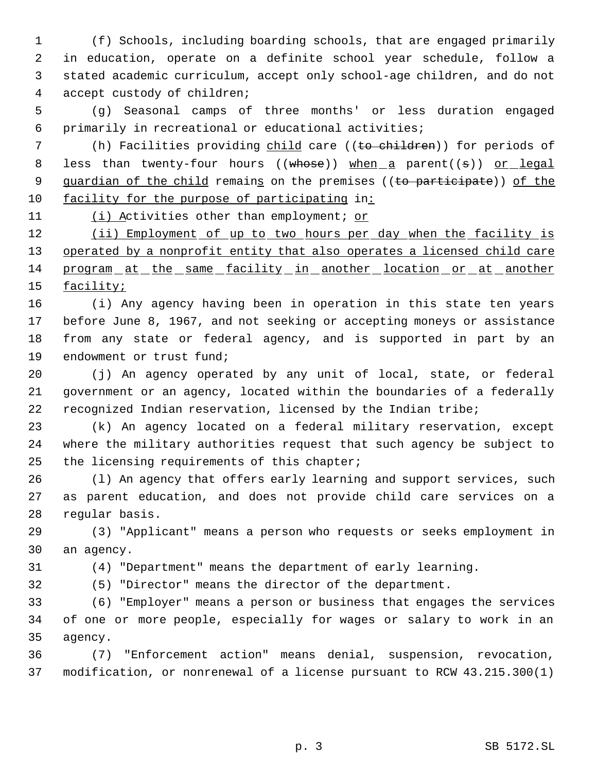(f) Schools, including boarding schools, that are engaged primarily in education, operate on a definite school year schedule, follow a stated academic curriculum, accept only school-age children, and do not accept custody of children;

(g) Seasonal camps of three months' or less duration engaged primarily in recreational or educational activities;

(h) Facilities providing <u>child</u> care ((~~to children~~)) for periods of less than twenty-four hours ((~~whose~~)) <u>when a</u> parent((~~s~~)) <u>or legal guardian of the child</u> remain<u>s</u> on the premises ((~~to participate~~)) <u>of the facility for the purpose of participating</u> in<u>:</u>

<u>(i) A</u>ctivities other than employment; <u>or</u>

<u>(ii) Employment of up to two hours per day when the facility is operated by a nonprofit entity that also operates a licensed child care program at the same facility in another location or at another facility;</u>

(i) Any agency having been in operation in this state ten years before June 8, 1967, and not seeking or accepting moneys or assistance from any state or federal agency, and is supported in part by an endowment or trust fund;

(j) An agency operated by any unit of local, state, or federal government or an agency, located within the boundaries of a federally recognized Indian reservation, licensed by the Indian tribe;

(k) An agency located on a federal military reservation, except where the military authorities request that such agency be subject to the licensing requirements of this chapter;

(l) An agency that offers early learning and support services, such as parent education, and does not provide child care services on a regular basis.

(3) "Applicant" means a person who requests or seeks employment in an agency.

(4) "Department" means the department of early learning.

(5) "Director" means the director of the department.

(6) "Employer" means a person or business that engages the services of one or more people, especially for wages or salary to work in an agency.

(7) "Enforcement action" means denial, suspension, revocation, modification, or nonrenewal of a license pursuant to RCW 43.215.300(1)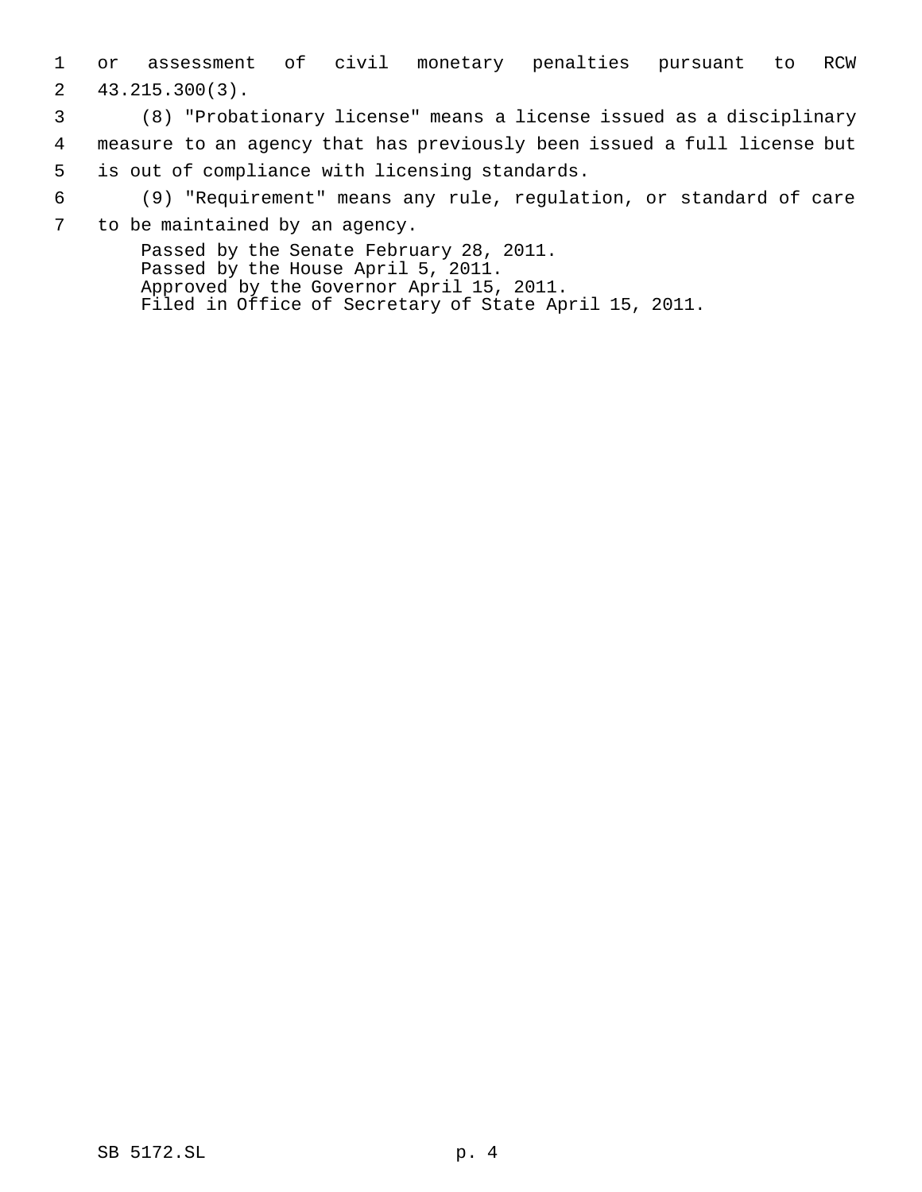or assessment of civil monetary penalties pursuant to RCW 43.215.300(3).

(8) "Probationary license" means a license issued as a disciplinary measure to an agency that has previously been issued a full license but is out of compliance with licensing standards.

(9) "Requirement" means any rule, regulation, or standard of care to be maintained by an agency.

Passed by the Senate February 28, 2011.
Passed by the House April 5, 2011.
Approved by the Governor April 15, 2011.
Filed in Office of Secretary of State April 15, 2011.